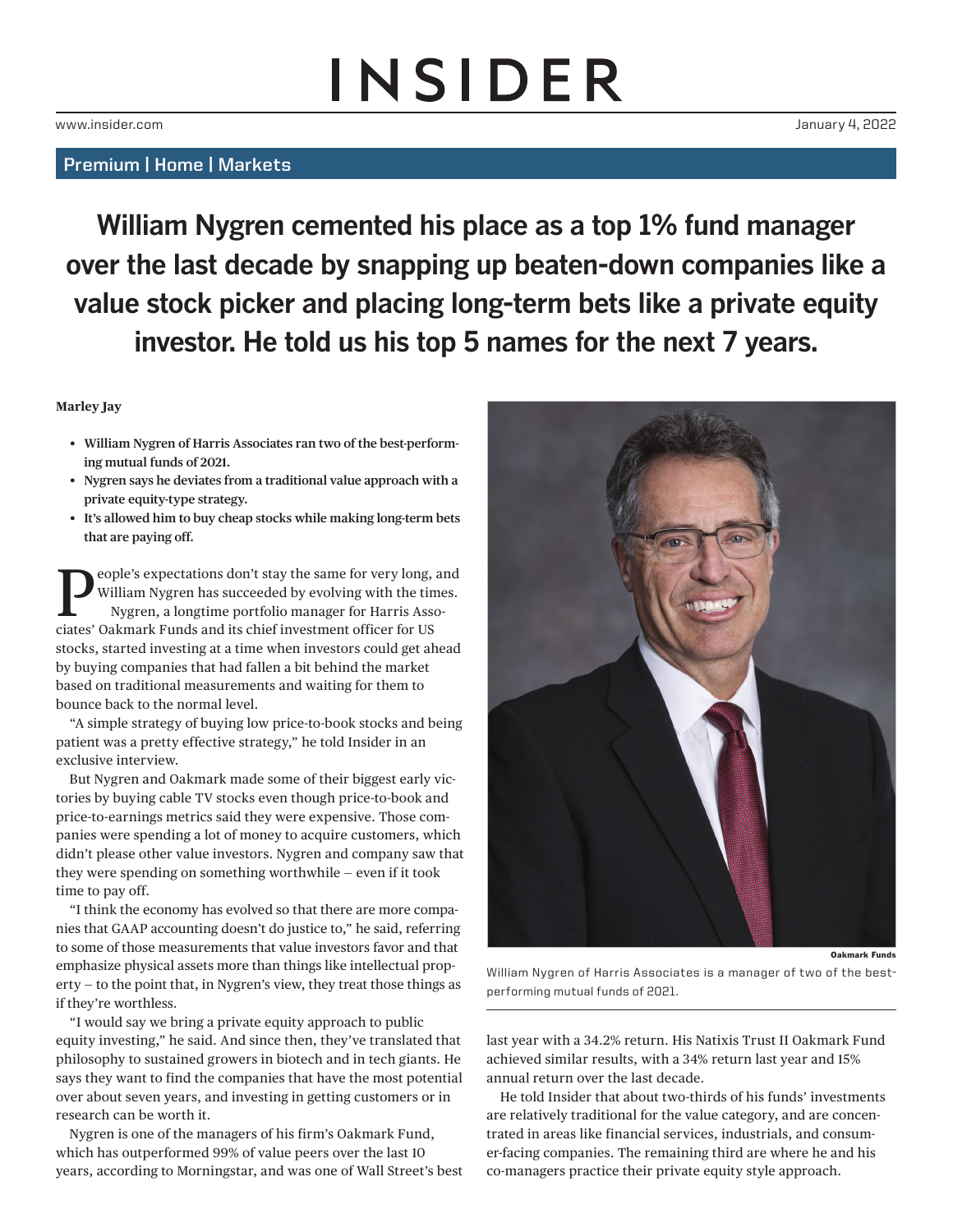# INSIDER

www.insider.com

January 4, 2022

**Premium | Home | Markets**

## William Nygren cemented his place as a top 1% fund manager over the last decade by snapping up beaten-down companies like a value stock picker and placing long-term bets like a private equity investor. He told us his top 5 names for the next 7 years.

**Marley Jay**

- **William Nygren of Harris Associates ran two of the best-performing mutual funds of 2021.**
- **Nygren says he deviates from a traditional value approach with a private equity-type strategy.**
- **It's allowed him to buy cheap stocks while making long-term bets that are paying off.**

People's expectations don't stay the same for very long, and William Nygren has succeeded by evolving with the times.

Nygren, a longtime portfolio manager for Harris Associates' Oakmark Funds and its chief investment officer for US stocks, started investing at a time when investors could get ahead by buying companies that had fallen a bit behind the market based on traditional measurements and waiting for them to bounce back to the normal level.

"A simple strategy of buying low price-to-book stocks and being patient was a pretty effective strategy," he told Insider in an exclusive interview.

But Nygren and Oakmark made some of their biggest early victories by buying cable TV stocks even though price-to-book and price-to-earnings metrics said they were expensive. Those companies were spending a lot of money to acquire customers, which didn't please other value investors. Nygren and company saw that they were spending on something worthwhile — even if it took time to pay off.

"I think the economy has evolved so that there are more companies that GAAP accounting doesn't do justice to," he said, referring to some of those measurements that value investors favor and that emphasize physical assets more than things like intellectual property — to the point that, in Nygren's view, they treat those things as if they're worthless.

"I would say we bring a private equity approach to public equity investing," he said. And since then, they've translated that philosophy to sustained growers in biotech and in tech giants. He says they want to find the companies that have the most potential over about seven years, and investing in getting customers or in research can be worth it.

Nygren is one of the managers of his firm's Oakmark Fund, which has outperformed 99% of value peers over the last 10 years, according to Morningstar, and was one of Wall Street's best last year with a 34.2% return. His Natixis Trust II Oakmark Fund achieved similar results, with a 34% return last year and 15% annual return over the last decade.

Oakmark Funds

William Nygren of Harris Associates is a manager of two of the best-performing mutual funds of 2021.

He told Insider that about two-thirds of his funds' investments are relatively traditional for the value category, and are concentrated in areas like financial services, industrials, and consumer-facing companies. The remaining third are where he and his co-managers practice their private equity style approach.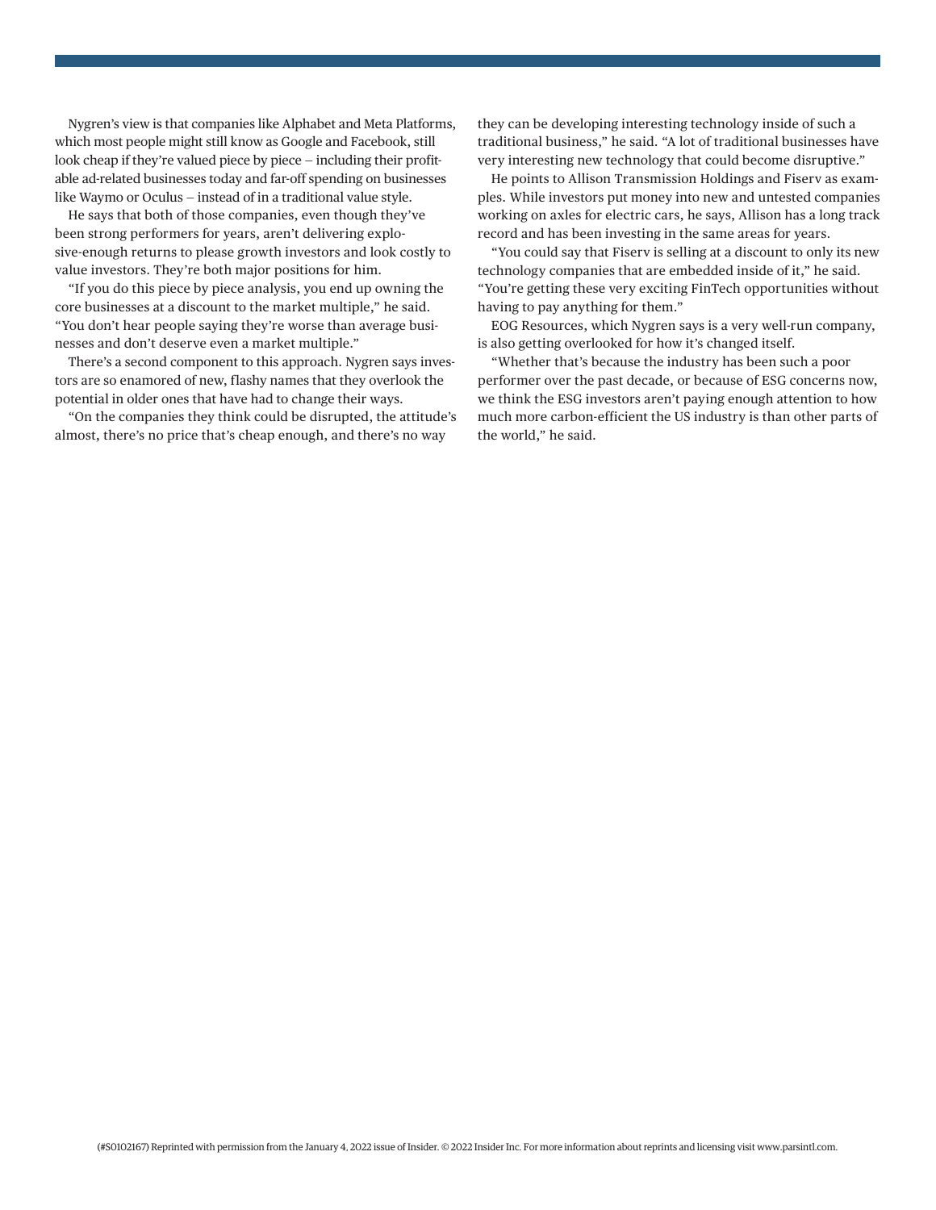Nygren's view is that companies like Alphabet and Meta Platforms, which most people might still know as Google and Facebook, still look cheap if they're valued piece by piece — including their profitable ad-related businesses today and far-off spending on businesses like Waymo or Oculus — instead of in a traditional value style.

He says that both of those companies, even though they've been strong performers for years, aren't delivering explosive-enough returns to please growth investors and look costly to value investors. They're both major positions for him.

"If you do this piece by piece analysis, you end up owning the core businesses at a discount to the market multiple," he said. "You don't hear people saying they're worse than average businesses and don't deserve even a market multiple."

There's a second component to this approach. Nygren says investors are so enamored of new, flashy names that they overlook the potential in older ones that have had to change their ways.

"On the companies they think could be disrupted, the attitude's almost, there's no price that's cheap enough, and there's no way they can be developing interesting technology inside of such a traditional business," he said. "A lot of traditional businesses have very interesting new technology that could become disruptive."

He points to Allison Transmission Holdings and Fiserv as examples. While investors put money into new and untested companies working on axles for electric cars, he says, Allison has a long track record and has been investing in the same areas for years.

"You could say that Fiserv is selling at a discount to only its new technology companies that are embedded inside of it," he said. "You're getting these very exciting FinTech opportunities without having to pay anything for them."

EOG Resources, which Nygren says is a very well-run company, is also getting overlooked for how it's changed itself.

"Whether that's because the industry has been such a poor performer over the past decade, or because of ESG concerns now, we think the ESG investors aren't paying enough attention to how much more carbon-efficient the US industry is than other parts of the world," he said.

(#S0102167) Reprinted with permission from the January 4, 2022 issue of Insider. © 2022 Insider Inc. For more information about reprints and licensing visit www.parsintl.com.